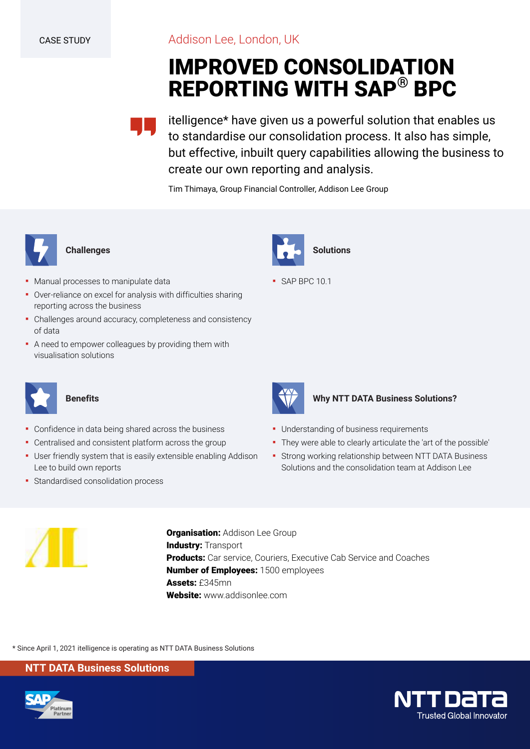CASE STUDY

Addison Lee, London, UK

# IMPROVED CONSOLIDATION REPORTING WITH SAP® BPC

> itelligence* have given us a powerful solution that enables us to standardise our consolidation process. It also has simple, but effective, inbuilt query capabilities allowing the business to create our own reporting and analysis.
>
> Tim Thimaya, Group Financial Controller, Addison Lee Group

## Challenges

- Manual processes to manipulate data
- Over-reliance on excel for analysis with difficulties sharing reporting across the business
- Challenges around accuracy, completeness and consistency of data
- A need to empower colleagues by providing them with visualisation solutions

## Solutions

- SAP BPC 10.1

## Benefits

- Confidence in data being shared across the business
- Centralised and consistent platform across the group
- User friendly system that is easily extensible enabling Addison Lee to build own reports
- Standardised consolidation process

## Why NTT DATA Business Solutions?

- Understanding of business requirements
- They were able to clearly articulate the 'art of the possible'
- Strong working relationship between NTT DATA Business Solutions and the consolidation team at Addison Lee

**Organisation:** Addison Lee Group
**Industry:** Transport
**Products:** Car service, Couriers, Executive Cab Service and Coaches
**Number of Employees:** 1500 employees
**Assets:** £345mn
**Website:** www.addisonlee.com

\* Since April 1, 2021 itelligence is operating as NTT DATA Business Solutions

NTT DATA Business Solutions

NTT DATA Trusted Global Innovator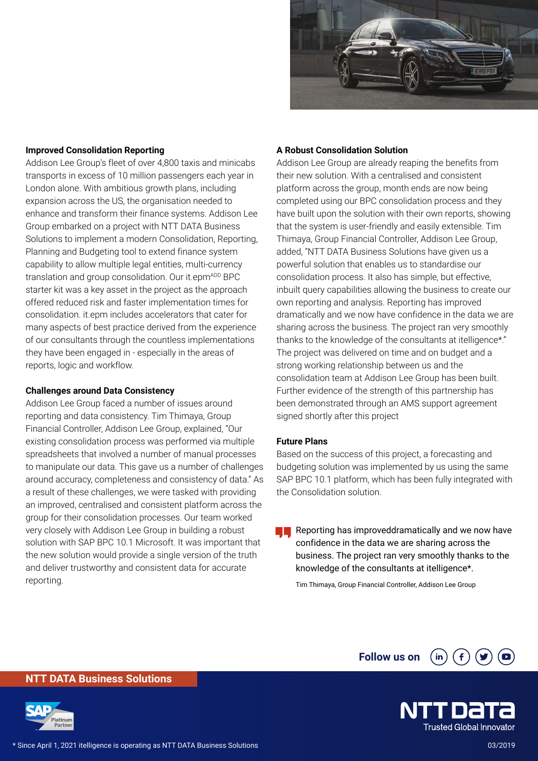### Improved Consolidation Reporting

Addison Lee Group's fleet of over 4,800 taxis and minicabs transports in excess of 10 million passengers each year in London alone. With ambitious growth plans, including expansion across the US, the organisation needed to enhance and transform their finance systems. Addison Lee Group embarked on a project with NTT DATA Business Solutions to implement a modern Consolidation, Reporting, Planning and Budgeting tool to extend finance system capability to allow multiple legal entities, multi-currency translation and group consolidation. Our it.epm[ADD] BPC starter kit was a key asset in the project as the approach offered reduced risk and faster implementation times for consolidation. it.epm includes accelerators that cater for many aspects of best practice derived from the experience of our consultants through the countless implementations they have been engaged in - especially in the areas of reports, logic and workflow.

### Challenges around Data Consistency

Addison Lee Group faced a number of issues around reporting and data consistency. Tim Thimaya, Group Financial Controller, Addison Lee Group, explained, "Our existing consolidation process was performed via multiple spreadsheets that involved a number of manual processes to manipulate our data. This gave us a number of challenges around accuracy, completeness and consistency of data." As a result of these challenges, we were tasked with providing an improved, centralised and consistent platform across the group for their consolidation processes. Our team worked very closely with Addison Lee Group in building a robust solution with SAP BPC 10.1 Microsoft. It was important that the new solution would provide a single version of the truth and deliver trustworthy and consistent data for accurate reporting.

### A Robust Consolidation Solution

Addison Lee Group are already reaping the benefits from their new solution. With a centralised and consistent platform across the group, month ends are now being completed using our BPC consolidation process and they have built upon the solution with their own reports, showing that the system is user-friendly and easily extensible. Tim Thimaya, Group Financial Controller, Addison Lee Group, added, "NTT DATA Business Solutions have given us a powerful solution that enables us to standardise our consolidation process. It also has simple, but effective, inbuilt query capabilities allowing the business to create our own reporting and analysis. Reporting has improved dramatically and we now have confidence in the data we are sharing across the business. The project ran very smoothly thanks to the knowledge of the consultants at itelligence*." The project was delivered on time and on budget and a strong working relationship between us and the consolidation team at Addison Lee Group has been built. Further evidence of the strength of this partnership has been demonstrated through an AMS support agreement signed shortly after this project

### Future Plans

Based on the success of this project, a forecasting and budgeting solution was implemented by us using the same SAP BPC 10.1 platform, which has been fully integrated with the Consolidation solution.

> Reporting has improveddramatically and we now have confidence in the data we are sharing across the business. The project ran very smoothly thanks to the knowledge of the consultants at itelligence*.
>
> Tim Thimaya, Group Financial Controller, Addison Lee Group

Follow us on

**NTT DATA Business Solutions**

SAP Platinum Partner

NTT DATA Trusted Global Innovator

* Since April 1, 2021 itelligence is operating as NTT DATA Business Solutions

03/2019